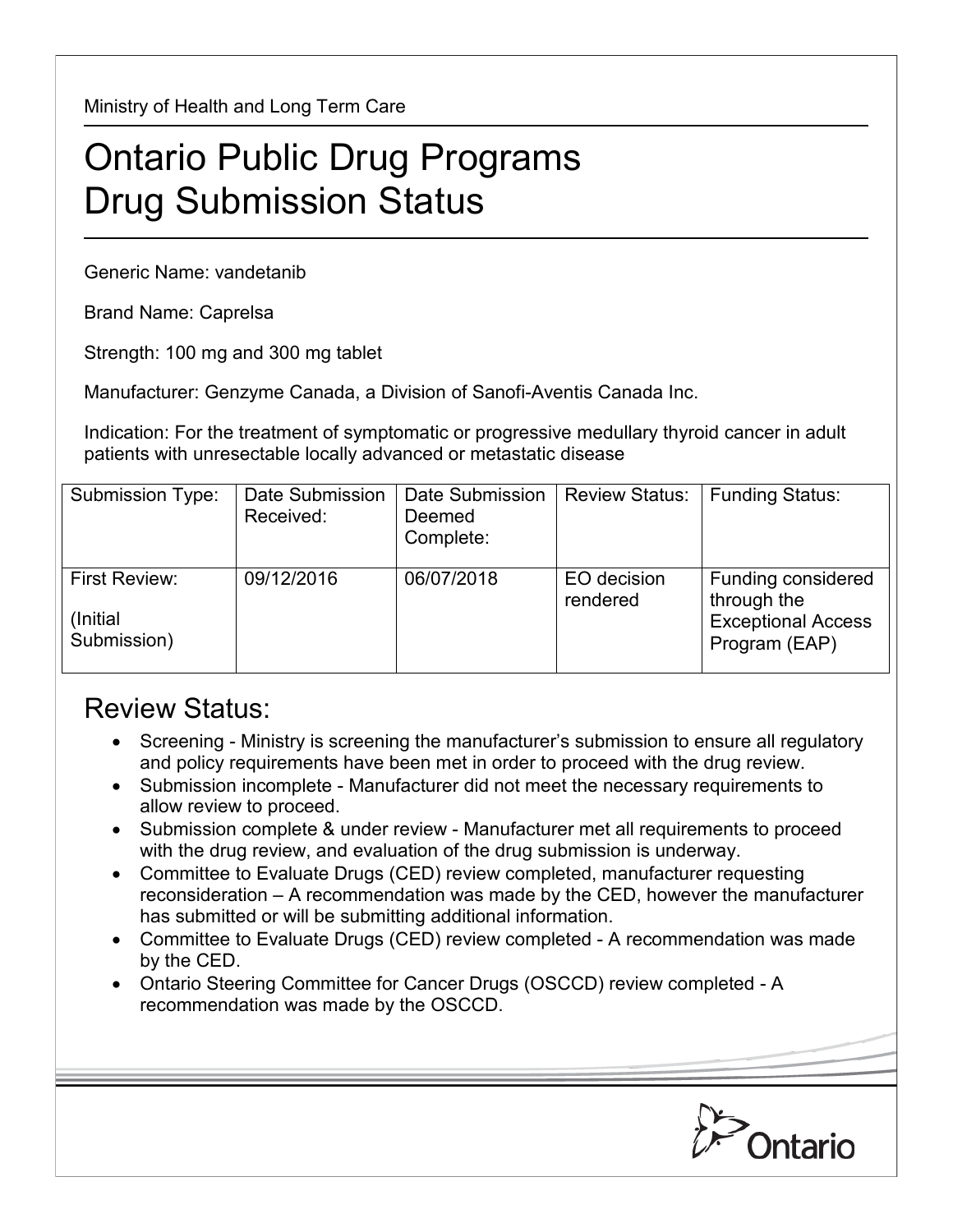Ministry of Health and Long Term Care

# Ontario Public Drug Programs
# Drug Submission Status

Generic Name: vandetanib

Brand Name: Caprelsa

Strength: 100 mg and 300 mg tablet

Manufacturer: Genzyme Canada, a Division of Sanofi-Aventis Canada Inc.

Indication: For the treatment of symptomatic or progressive medullary thyroid cancer in adult patients with unresectable locally advanced or metastatic disease

| Submission Type: | Date Submission Received: | Date Submission Deemed Complete: | Review Status: | Funding Status: |
|---|---|---|---|---|
| First Review: (Initial Submission) | 09/12/2016 | 06/07/2018 | EO decision rendered | Funding considered through the Exceptional Access Program (EAP) |

## Review Status:

- Screening - Ministry is screening the manufacturer's submission to ensure all regulatory and policy requirements have been met in order to proceed with the drug review.
- Submission incomplete - Manufacturer did not meet the necessary requirements to allow review to proceed.
- Submission complete & under review - Manufacturer met all requirements to proceed with the drug review, and evaluation of the drug submission is underway.
- Committee to Evaluate Drugs (CED) review completed, manufacturer requesting reconsideration – A recommendation was made by the CED, however the manufacturer has submitted or will be submitting additional information.
- Committee to Evaluate Drugs (CED) review completed - A recommendation was made by the CED.
- Ontario Steering Committee for Cancer Drugs (OSCCD) review completed - A recommendation was made by the OSCCD.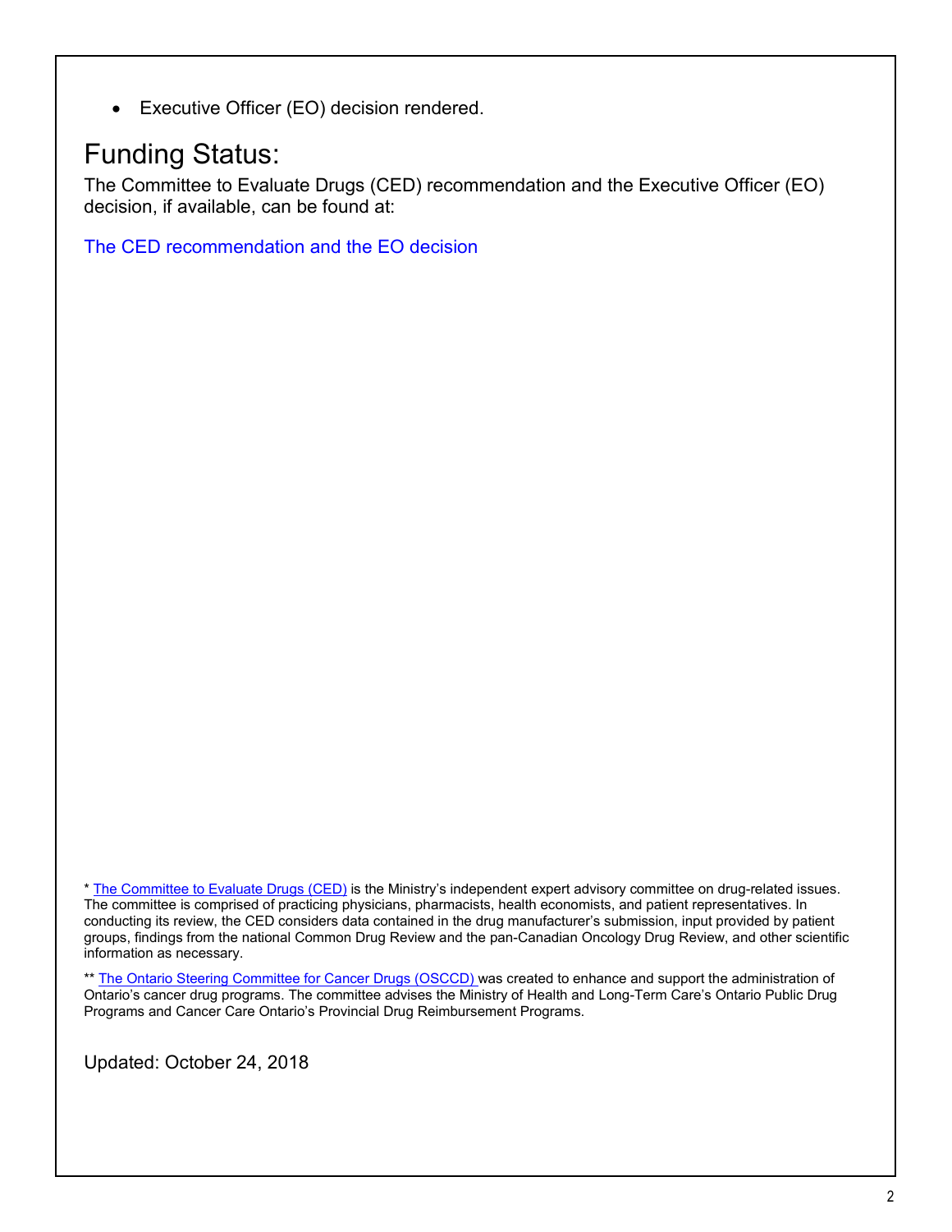- Executive Officer (EO) decision rendered.

## Funding Status:

The Committee to Evaluate Drugs (CED) recommendation and the Executive Officer (EO) decision, if available, can be found at:

The CED recommendation and the EO decision

* The Committee to Evaluate Drugs (CED) is the Ministry's independent expert advisory committee on drug-related issues. The committee is comprised of practicing physicians, pharmacists, health economists, and patient representatives. In conducting its review, the CED considers data contained in the drug manufacturer's submission, input provided by patient groups, findings from the national Common Drug Review and the pan-Canadian Oncology Drug Review, and other scientific information as necessary.

** The Ontario Steering Committee for Cancer Drugs (OSCCD) was created to enhance and support the administration of Ontario's cancer drug programs. The committee advises the Ministry of Health and Long-Term Care's Ontario Public Drug Programs and Cancer Care Ontario's Provincial Drug Reimbursement Programs.

Updated: October 24, 2018